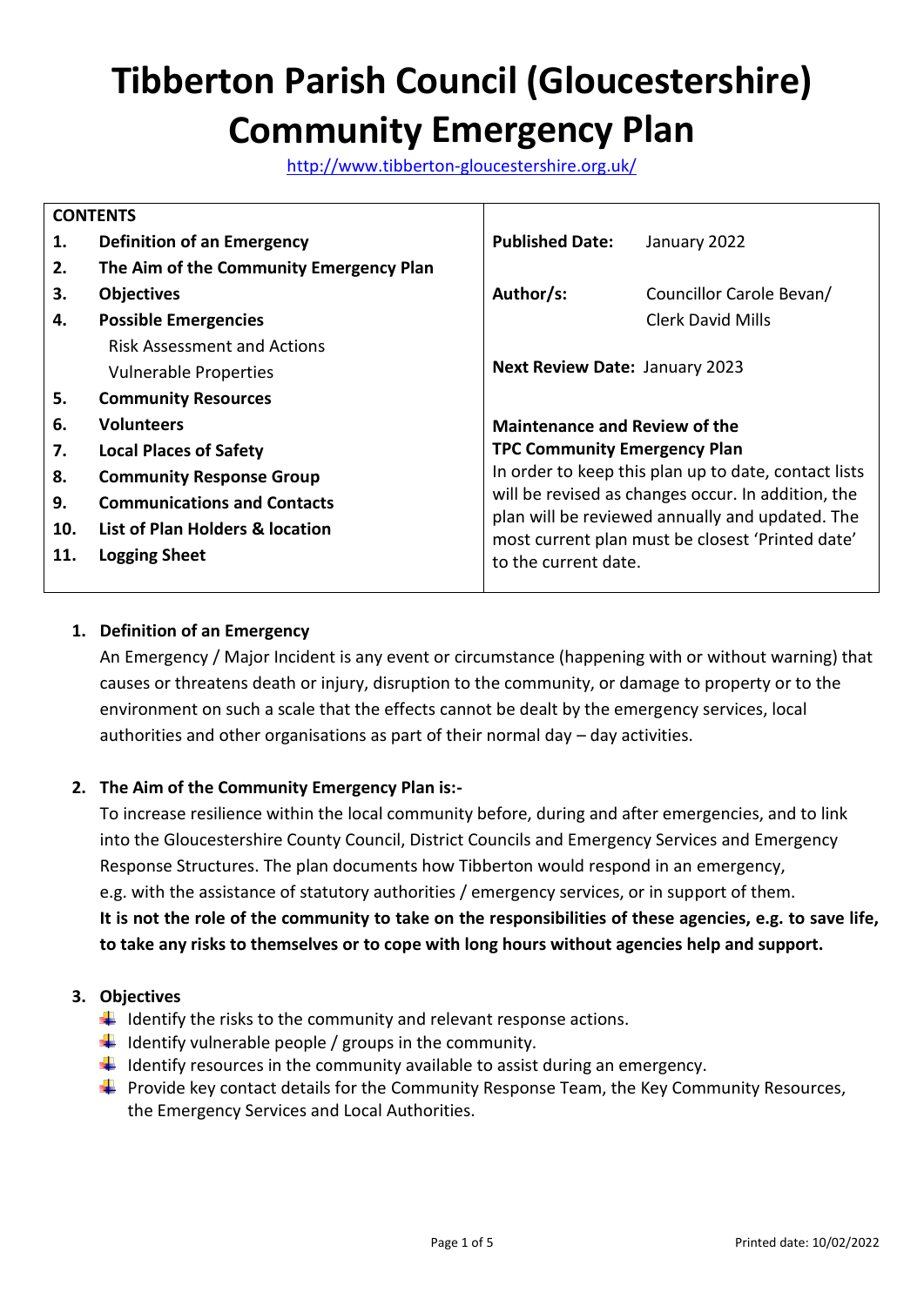# Tibberton Parish Council (Gloucestershire) Community Emergency Plan

http://www.tibberton-gloucestershire.org.uk/

| CONTENTS | |
|---|---|
| **1. Definition of an Emergency**<br>**2. The Aim of the Community Emergency Plan**<br>**3. Objectives**<br>**4. Possible Emergencies**<br>Risk Assessment and Actions<br>Vulnerable Properties<br>**5. Community Resources**<br>**6. Volunteers**<br>**7. Local Places of Safety**<br>**8. Community Response Group**<br>**9. Communications and Contacts**<br>**10. List of Plan Holders & location**<br>**11. Logging Sheet** | **Published Date:** January 2022<br><br>**Author/s:** Councillor Carole Bevan/ Clerk David Mills<br><br>**Next Review Date:** January 2023<br><br>**Maintenance and Review of the TPC Community Emergency Plan**<br>In order to keep this plan up to date, contact lists will be revised as changes occur. In addition, the plan will be reviewed annually and updated. The most current plan must be closest 'Printed date' to the current date. |

1. **Definition of an Emergency**

   An Emergency / Major Incident is any event or circumstance (happening with or without warning) that causes or threatens death or injury, disruption to the community, or damage to property or to the environment on such a scale that the effects cannot be dealt by the emergency services, local authorities and other organisations as part of their normal day – day activities.

2. **The Aim of the Community Emergency Plan is:-**

   To increase resilience within the local community before, during and after emergencies, and to link into the Gloucestershire County Council, District Councils and Emergency Services and Emergency Response Structures. The plan documents how Tibberton would respond in an emergency, e.g. with the assistance of statutory authorities / emergency services, or in support of them.

   **It is not the role of the community to take on the responsibilities of these agencies, e.g. to save life, to take any risks to themselves or to cope with long hours without agencies help and support.**

3. **Objectives**
   - Identify the risks to the community and relevant response actions.
   - Identify vulnerable people / groups in the community.
   - Identify resources in the community available to assist during an emergency.
   - Provide key contact details for the Community Response Team, the Key Community Resources, the Emergency Services and Local Authorities.

Printed date: 10/02/2022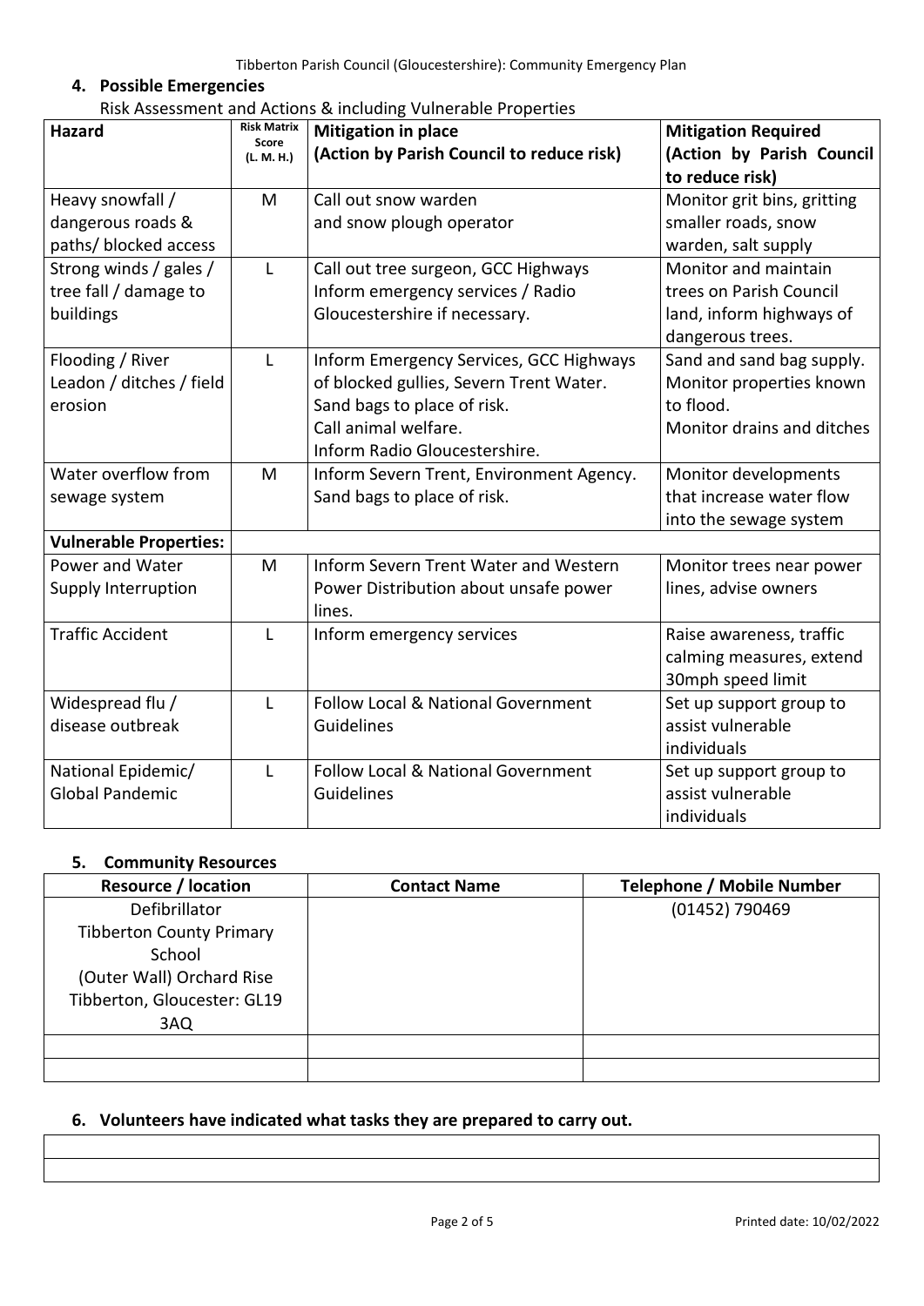## 4. Possible Emergencies

Risk Assessment and Actions & including Vulnerable Properties

| Hazard | Risk Matrix Score (L. M. H.) | Mitigation in place (Action by Parish Council to reduce risk) | Mitigation Required (Action by Parish Council to reduce risk) |
|---|---|---|---|
| Heavy snowfall / dangerous roads & paths/ blocked access | M | Call out snow warden and snow plough operator | Monitor grit bins, gritting smaller roads, snow warden, salt supply |
| Strong winds / gales / tree fall / damage to buildings | L | Call out tree surgeon, GCC Highways Inform emergency services / Radio Gloucestershire if necessary. | Monitor and maintain trees on Parish Council land, inform highways of dangerous trees. |
| Flooding / River Leadon / ditches / field erosion | L | Inform Emergency Services, GCC Highways of blocked gullies, Severn Trent Water. Sand bags to place of risk. Call animal welfare. Inform Radio Gloucestershire. | Sand and sand bag supply. Monitor properties known to flood. Monitor drains and ditches |
| Water overflow from sewage system | M | Inform Severn Trent, Environment Agency. Sand bags to place of risk. | Monitor developments that increase water flow into the sewage system |
| **Vulnerable Properties:** | | | |
| Power and Water Supply Interruption | M | Inform Severn Trent Water and Western Power Distribution about unsafe power lines. | Monitor trees near power lines, advise owners |
| Traffic Accident | L | Inform emergency services | Raise awareness, traffic calming measures, extend 30mph speed limit |
| Widespread flu / disease outbreak | L | Follow Local & National Government Guidelines | Set up support group to assist vulnerable individuals |
| National Epidemic/ Global Pandemic | L | Follow Local & National Government Guidelines | Set up support group to assist vulnerable individuals |

## 5. Community Resources

| Resource / location | Contact Name | Telephone / Mobile Number |
|---|---|---|
| Defibrillator Tibberton County Primary School (Outer Wall) Orchard Rise Tibberton, Gloucester: GL19 3AQ | | (01452) 790469 |
| | | |
| | | |

## 6. Volunteers have indicated what tasks they are prepared to carry out.

| |
|---|
| |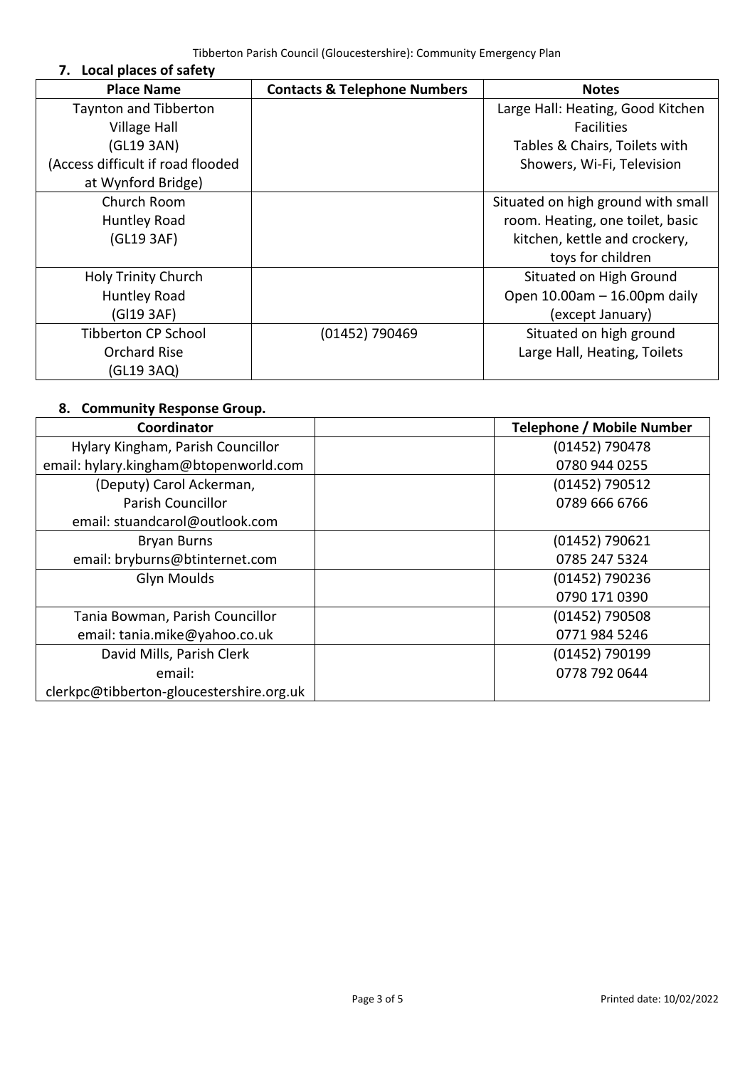## 7. Local places of safety

| Place Name | Contacts & Telephone Numbers | Notes |
|---|---|---|
| Taynton and Tibberton Village Hall (GL19 3AN) (Access difficult if road flooded at Wynford Bridge) | | Large Hall: Heating, Good Kitchen Facilities Tables & Chairs, Toilets with Showers, Wi-Fi, Television |
| Church Room Huntley Road (GL19 3AF) | | Situated on high ground with small room. Heating, one toilet, basic kitchen, kettle and crockery, toys for children |
| Holy Trinity Church Huntley Road (Gl19 3AF) | | Situated on High Ground Open 10.00am – 16.00pm daily (except January) |
| Tibberton CP School Orchard Rise (GL19 3AQ) | (01452) 790469 | Situated on high ground Large Hall, Heating, Toilets |

## 8. Community Response Group.

| Coordinator | | Telephone / Mobile Number |
|---|---|---|
| Hylary Kingham, Parish Councillor email: hylary.kingham@btopenworld.com | | (01452) 790478 0780 944 0255 |
| (Deputy) Carol Ackerman, Parish Councillor email: stuandcarol@outlook.com | | (01452) 790512 0789 666 6766 |
| Bryan Burns email: bryburns@btinternet.com | | (01452) 790621 0785 247 5324 |
| Glyn Moulds | | (01452) 790236 0790 171 0390 |
| Tania Bowman, Parish Councillor email: tania.mike@yahoo.co.uk | | (01452) 790508 0771 984 5246 |
| David Mills, Parish Clerk email: clerkpc@tibberton-gloucestershire.org.uk | | (01452) 790199 0778 792 0644 |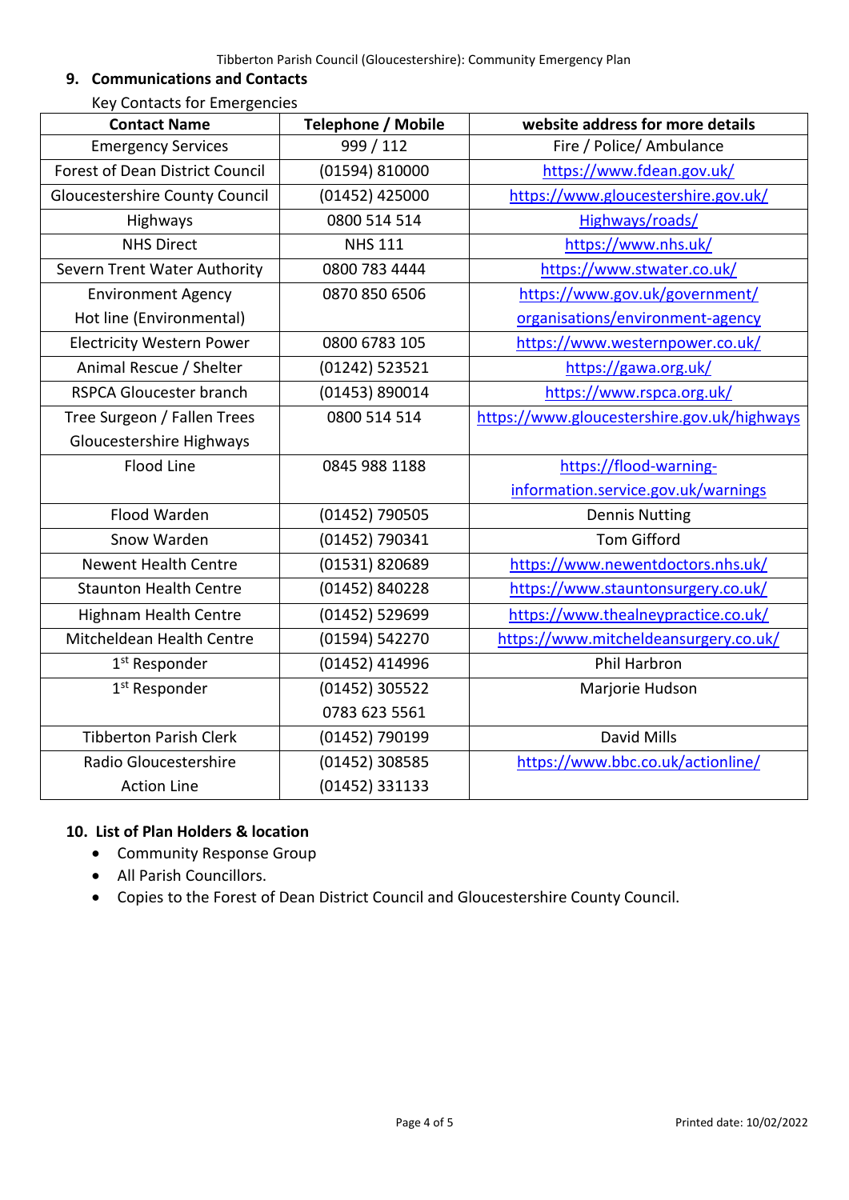## 9. Communications and Contacts

Key Contacts for Emergencies

| Contact Name | Telephone / Mobile | website address for more details |
|---|---|---|
| Emergency Services | 999 / 112 | Fire / Police/ Ambulance |
| Forest of Dean District Council | (01594) 810000 | https://www.fdean.gov.uk/ |
| Gloucestershire County Council | (01452) 425000 | https://www.gloucestershire.gov.uk/ |
| Highways | 0800 514 514 | Highways/roads/ |
| NHS Direct | NHS 111 | https://www.nhs.uk/ |
| Severn Trent Water Authority | 0800 783 4444 | https://www.stwater.co.uk/ |
| Environment Agency Hot line (Environmental) | 0870 850 6506 | https://www.gov.uk/government/organisations/environment-agency |
| Electricity Western Power | 0800 6783 105 | https://www.westernpower.co.uk/ |
| Animal Rescue / Shelter | (01242) 523521 | https://gawa.org.uk/ |
| RSPCA Gloucester branch | (01453) 890014 | https://www.rspca.org.uk/ |
| Tree Surgeon / Fallen Trees Gloucestershire Highways | 0800 514 514 | https://www.gloucestershire.gov.uk/highways |
| Flood Line | 0845 988 1188 | https://flood-warning-information.service.gov.uk/warnings |
| Flood Warden | (01452) 790505 | Dennis Nutting |
| Snow Warden | (01452) 790341 | Tom Gifford |
| Newent Health Centre | (01531) 820689 | https://www.newentdoctors.nhs.uk/ |
| Staunton Health Centre | (01452) 840228 | https://www.stauntonsurgery.co.uk/ |
| Highnam Health Centre | (01452) 529699 | https://www.thealneypractice.co.uk/ |
| Mitcheldean Health Centre | (01594) 542270 | https://www.mitcheldeansurgery.co.uk/ |
| 1st Responder | (01452) 414996 | Phil Harbron |
| 1st Responder | (01452) 305522<br>0783 623 5561 | Marjorie Hudson |
| Tibberton Parish Clerk | (01452) 790199 | David Mills |
| Radio Gloucestershire Action Line | (01452) 308585<br>(01452) 331133 | https://www.bbc.co.uk/actionline/ |

## 10. List of Plan Holders & location

- Community Response Group
- All Parish Councillors.
- Copies to the Forest of Dean District Council and Gloucestershire County Council.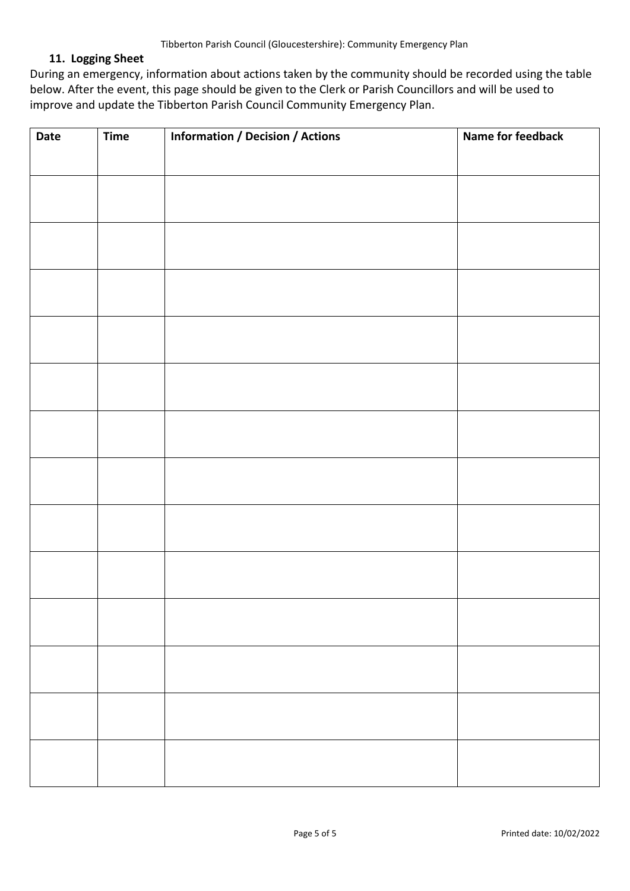## 11. Logging Sheet

During an emergency, information about actions taken by the community should be recorded using the table below. After the event, this page should be given to the Clerk or Parish Councillors and will be used to improve and update the Tibberton Parish Council Community Emergency Plan.

| Date | Time | Information / Decision / Actions | Name for feedback |
|---|---|---|---|
| | | | |
| | | | |
| | | | |
| | | | |
| | | | |
| | | | |
| | | | |
| | | | |
| | | | |
| | | | |
| | | | |
| | | | |
| | | | |

Printed date: 10/02/2022